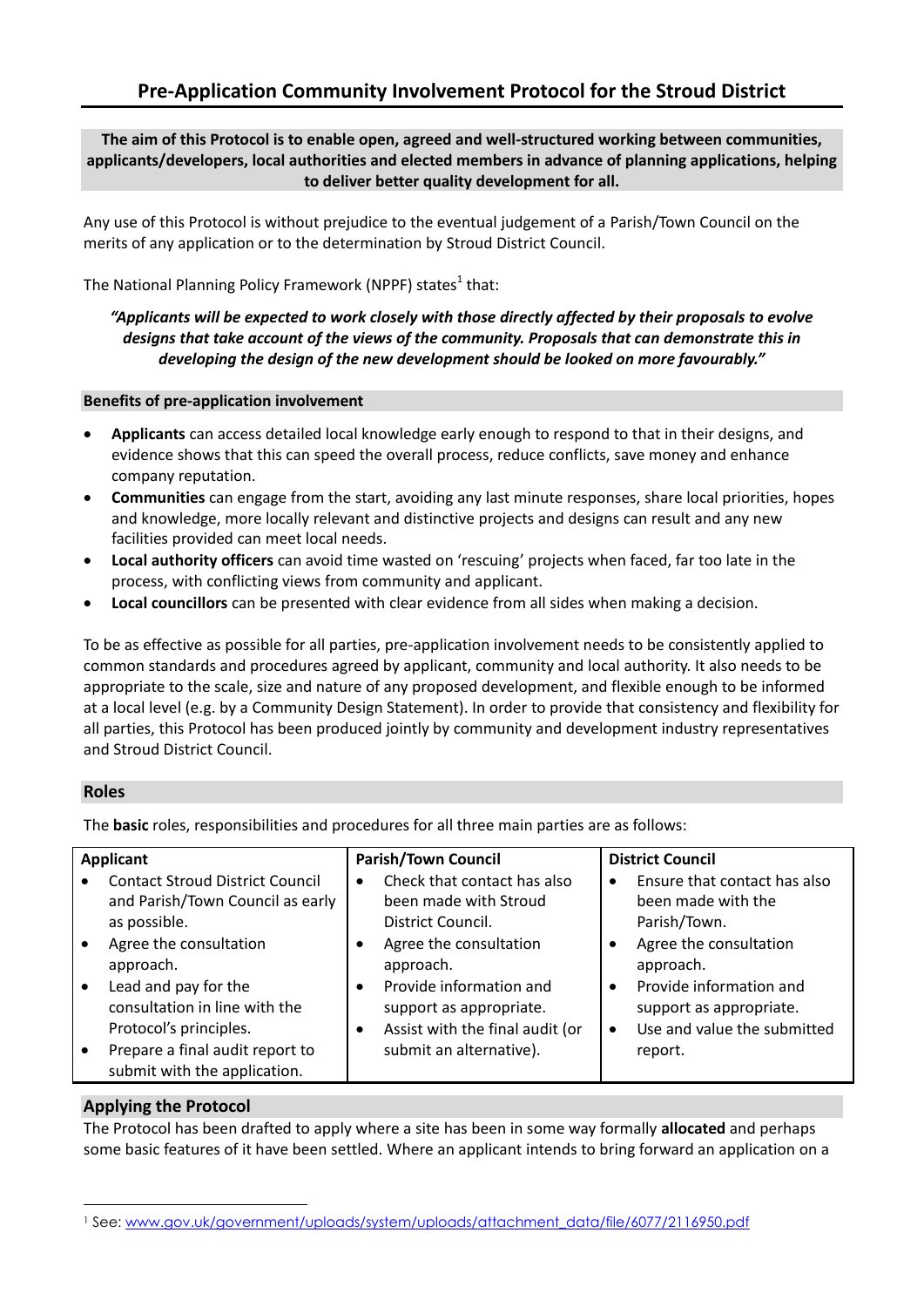# Pre-Application Community Involvement Protocol for the Stroud District

**The aim of this Protocol is to enable open, agreed and well-structured working between communities, applicants/developers, local authorities and elected members in advance of planning applications, helping to deliver better quality development for all.**

Any use of this Protocol is without prejudice to the eventual judgement of a Parish/Town Council on the merits of any application or to the determination by Stroud District Council.

The National Planning Policy Framework (NPPF) states[1] that:

> ***"Applicants will be expected to work closely with those directly affected by their proposals to evolve designs that take account of the views of the community. Proposals that can demonstrate this in developing the design of the new development should be looked on more favourably."***

**Benefits of pre-application involvement**

- **Applicants** can access detailed local knowledge early enough to respond to that in their designs, and evidence shows that this can speed the overall process, reduce conflicts, save money and enhance company reputation.
- **Communities** can engage from the start, avoiding any last minute responses, share local priorities, hopes and knowledge, more locally relevant and distinctive projects and designs can result and any new facilities provided can meet local needs.
- **Local authority officers** can avoid time wasted on 'rescuing' projects when faced, far too late in the process, with conflicting views from community and applicant.
- **Local councillors** can be presented with clear evidence from all sides when making a decision.

To be as effective as possible for all parties, pre-application involvement needs to be consistently applied to common standards and procedures agreed by applicant, community and local authority. It also needs to be appropriate to the scale, size and nature of any proposed development, and flexible enough to be informed at a local level (e.g. by a Community Design Statement). In order to provide that consistency and flexibility for all parties, this Protocol has been produced jointly by community and development industry representatives and Stroud District Council.

## Roles

The **basic** roles, responsibilities and procedures for all three main parties are as follows:

| Applicant | Parish/Town Council | District Council |
|---|---|---|
| • Contact Stroud District Council and Parish/Town Council as early as possible.<br>• Agree the consultation approach.<br>• Lead and pay for the consultation in line with the Protocol's principles.<br>• Prepare a final audit report to submit with the application. | • Check that contact has also been made with Stroud District Council.<br>• Agree the consultation approach.<br>• Provide information and support as appropriate.<br>• Assist with the final audit (or submit an alternative). | • Ensure that contact has also been made with the Parish/Town.<br>• Agree the consultation approach.<br>• Provide information and support as appropriate.<br>• Use and value the submitted report. |

## Applying the Protocol

The Protocol has been drafted to apply where a site has been in some way formally **allocated** and perhaps some basic features of it have been settled. Where an applicant intends to bring forward an application on a

[1] See: www.gov.uk/government/uploads/system/uploads/attachment_data/file/6077/2116950.pdf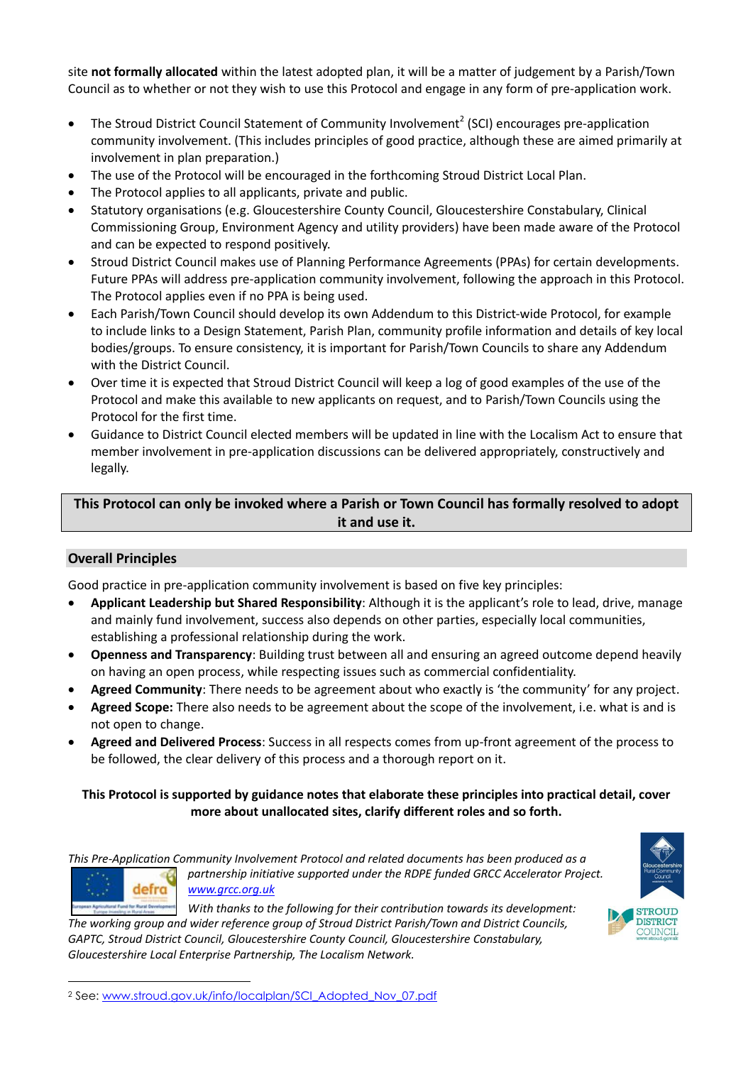site **not formally allocated** within the latest adopted plan, it will be a matter of judgement by a Parish/Town Council as to whether or not they wish to use this Protocol and engage in any form of pre-application work.

- The Stroud District Council Statement of Community Involvement[2] (SCI) encourages pre-application community involvement. (This includes principles of good practice, although these are aimed primarily at involvement in plan preparation.)
- The use of the Protocol will be encouraged in the forthcoming Stroud District Local Plan.
- The Protocol applies to all applicants, private and public.
- Statutory organisations (e.g. Gloucestershire County Council, Gloucestershire Constabulary, Clinical Commissioning Group, Environment Agency and utility providers) have been made aware of the Protocol and can be expected to respond positively.
- Stroud District Council makes use of Planning Performance Agreements (PPAs) for certain developments. Future PPAs will address pre-application community involvement, following the approach in this Protocol. The Protocol applies even if no PPA is being used.
- Each Parish/Town Council should develop its own Addendum to this District-wide Protocol, for example to include links to a Design Statement, Parish Plan, community profile information and details of key local bodies/groups. To ensure consistency, it is important for Parish/Town Councils to share any Addendum with the District Council.
- Over time it is expected that Stroud District Council will keep a log of good examples of the use of the Protocol and make this available to new applicants on request, and to Parish/Town Councils using the Protocol for the first time.
- Guidance to District Council elected members will be updated in line with the Localism Act to ensure that member involvement in pre-application discussions can be delivered appropriately, constructively and legally.

**This Protocol can only be invoked where a Parish or Town Council has formally resolved to adopt it and use it.**

## Overall Principles

Good practice in pre-application community involvement is based on five key principles:

- **Applicant Leadership but Shared Responsibility**: Although it is the applicant's role to lead, drive, manage and mainly fund involvement, success also depends on other parties, especially local communities, establishing a professional relationship during the work.
- **Openness and Transparency**: Building trust between all and ensuring an agreed outcome depend heavily on having an open process, while respecting issues such as commercial confidentiality.
- **Agreed Community**: There needs to be agreement about who exactly is 'the community' for any project.
- **Agreed Scope:** There also needs to be agreement about the scope of the involvement, i.e. what is and is not open to change.
- **Agreed and Delivered Process**: Success in all respects comes from up-front agreement of the process to be followed, the clear delivery of this process and a thorough report on it.

**This Protocol is supported by guidance notes that elaborate these principles into practical detail, cover more about unallocated sites, clarify different roles and so forth.**

*This Pre-Application Community Involvement Protocol and related documents has been produced as a partnership initiative supported under the RDPE funded GRCC Accelerator Project. www.grcc.org.uk*

*With thanks to the following for their contribution towards its development: The working group and wider reference group of Stroud District Parish/Town and District Councils, GAPTC, Stroud District Council, Gloucestershire County Council, Gloucestershire Constabulary, Gloucestershire Local Enterprise Partnership, The Localism Network.*

[2] See: www.stroud.gov.uk/info/localplan/SCI_Adopted_Nov_07.pdf